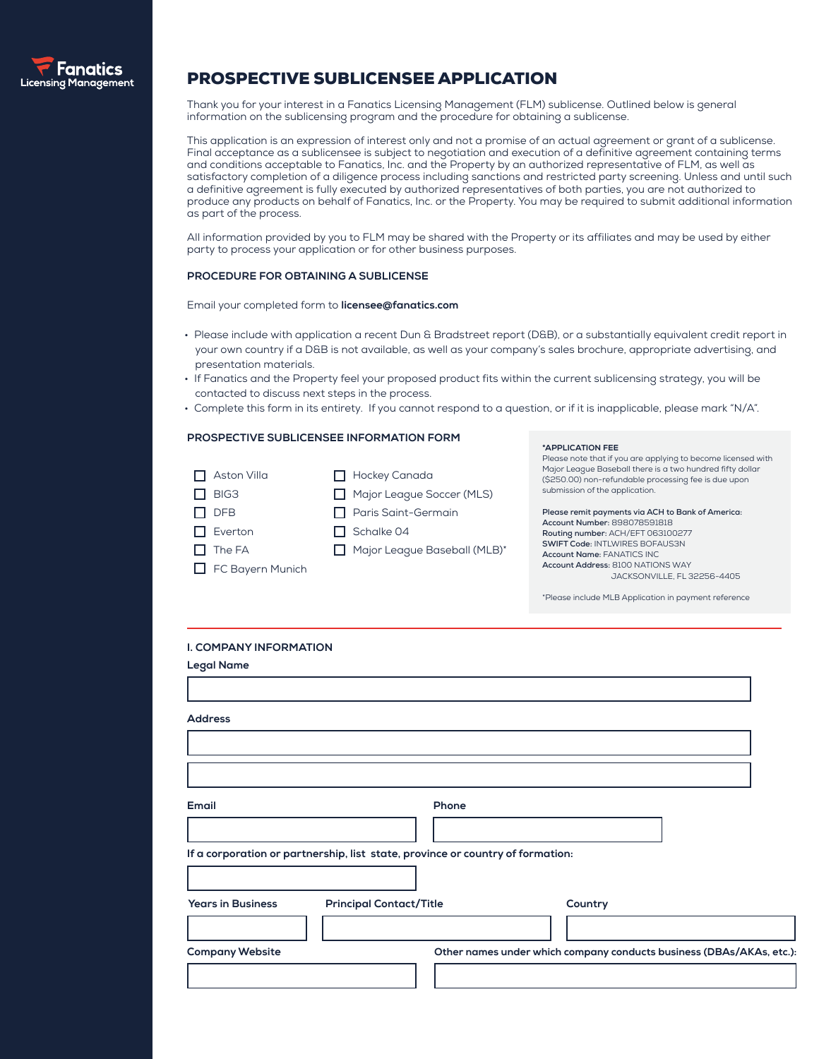Fanatics Licensing Management

# PROSPECTIVE SUBLICENSEE APPLICATION

Thank you for your interest in a Fanatics Licensing Management (FLM) sublicense. Outlined below is general information on the sublicensing program and the procedure for obtaining a sublicense.

This application is an expression of interest only and not a promise of an actual agreement or grant of a sublicense. Final acceptance as a sublicensee is subject to negotiation and execution of a definitive agreement containing terms and conditions acceptable to Fanatics, Inc. and the Property by an authorized representative of FLM, as well as satisfactory completion of a diligence process including sanctions and restricted party screening. Unless and until such a definitive agreement is fully executed by authorized representatives of both parties, you are not authorized to produce any products on behalf of Fanatics, Inc. or the Property. You may be required to submit additional information as part of the process.

All information provided by you to FLM may be shared with the Property or its affiliates and may be used by either party to process your application or for other business purposes.

## PROCEDURE FOR OBTAINING A SUBLICENSE

Email your completed form to **licensee@fanatics.com**

- Please include with application a recent Dun & Bradstreet report (D&B), or a substantially equivalent credit report in your own country if a D&B is not available, as well as your company's sales brochure, appropriate advertising, and presentation materials.
- If Fanatics and the Property feel your proposed product fits within the current sublicensing strategy, you will be contacted to discuss next steps in the process.
- Complete this form in its entirety. If you cannot respond to a question, or if it is inapplicable, please mark "N/A".

## PROSPECTIVE SUBLICENSEE INFORMATION FORM

- ☐ Aston Villa
- ☐ BIG3
- ☐ DFB
- ☐ Everton
- ☐ The FA
- ☐ FC Bayern Munich
- ☐ Hockey Canada
- ☐ Major League Soccer (MLS)
- ☐ Paris Saint-Germain
- ☐ Schalke 04
- ☐ Major League Baseball (MLB)*

**\*APPLICATION FEE**
Please note that if you are applying to become licensed with Major League Baseball there is a two hundred fifty dollar ($250.00) non-refundable processing fee is due upon submission of the application.

**Please remit payments via ACH to Bank of America:**
**Account Number:** 898078591818
**Routing number:** ACH/EFT 063100277
**SWIFT Code:** INTLWIRES BOFAUS3N
**Account Name:** FANATICS INC
**Account Address:** 8100 NATIONS WAY
JACKSONVILLE, FL 32256-4405

*Please include MLB Application in payment reference

## I. COMPANY INFORMATION

**Legal Name**

**Address**

**Email**

**Phone**

**If a corporation or partnership, list state, province or country of formation:**

**Years in Business**

**Principal Contact/Title**

**Country**

**Company Website**

**Other names under which company conducts business (DBAs/AKAs, etc.):**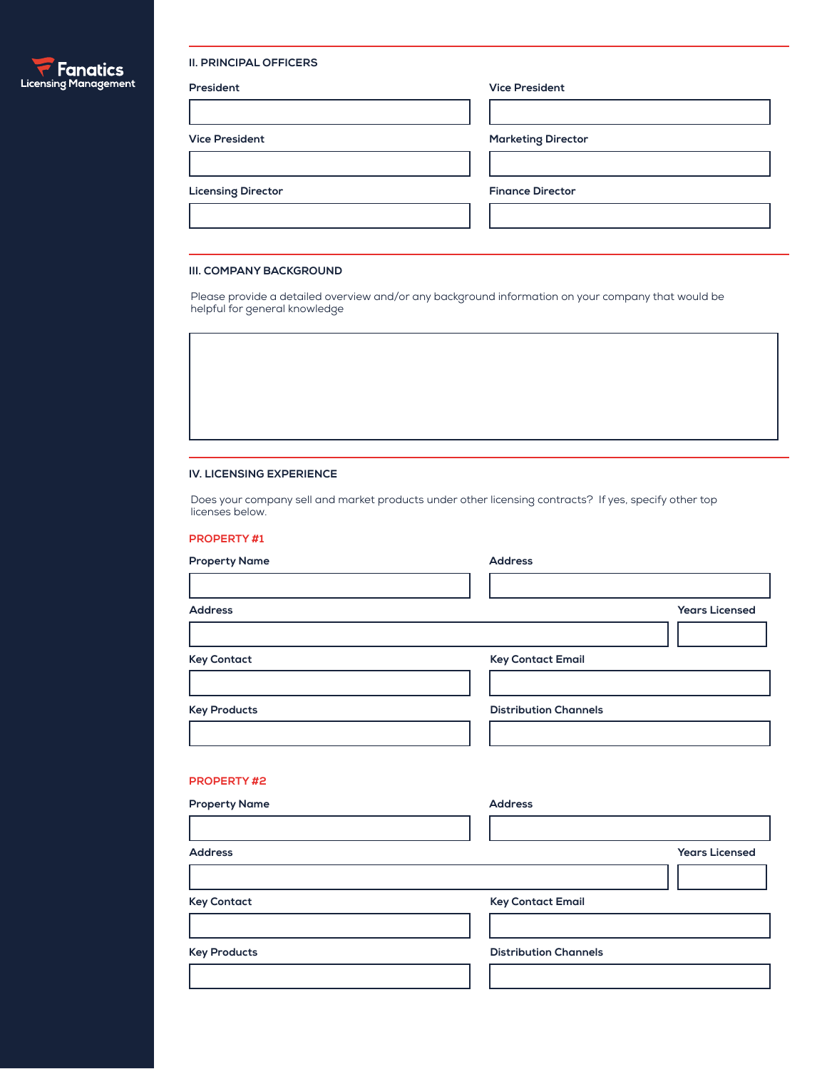## II. PRINCIPAL OFFICERS

**President**

**Vice President**

**Vice President**

**Marketing Director**

**Licensing Director**

**Finance Director**

## III. COMPANY BACKGROUND

Please provide a detailed overview and/or any background information on your company that would be helpful for general knowledge

## IV. LICENSING EXPERIENCE

Does your company sell and market products under other licensing contracts? If yes, specify other top licenses below.

### PROPERTY #1

**Property Name**

**Address**

**Address**

**Years Licensed**

**Key Contact**

**Key Contact Email**

**Key Products**

**Distribution Channels**

### PROPERTY #2

**Property Name**

**Address**

**Address**

**Years Licensed**

**Key Contact**

**Key Contact Email**

**Key Products**

**Distribution Channels**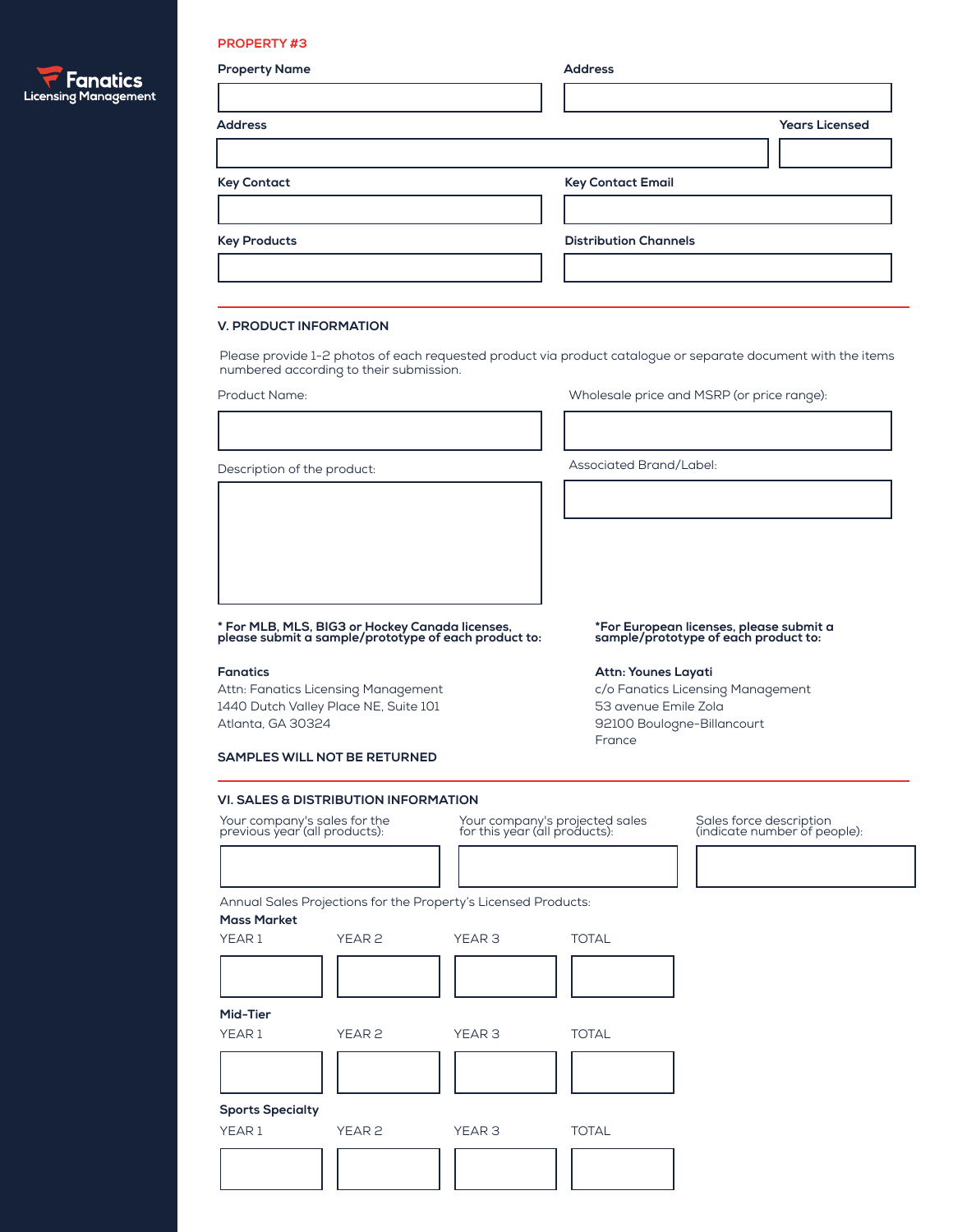Fanatics Licensing Management

**PROPERTY #3**

**Property Name**

**Address**

**Address**

**Years Licensed**

**Key Contact**

**Key Contact Email**

**Key Products**

**Distribution Channels**

## V. PRODUCT INFORMATION

Please provide 1-2 photos of each requested product via product catalogue or separate document with the items numbered according to their submission.

Product Name:

Wholesale price and MSRP (or price range):

Description of the product:

Associated Brand/Label:

**\* For MLB, MLS, BIG3 or Hockey Canada licenses, please submit a sample/prototype of each product to:**

**Fanatics**
Attn: Fanatics Licensing Management
1440 Dutch Valley Place NE, Suite 101
Atlanta, GA 30324

**\*For European licenses, please submit a sample/prototype of each product to:**

**Attn: Younes Layati**
c/o Fanatics Licensing Management
53 avenue Emile Zola
92100 Boulogne-Billancourt
France

**SAMPLES WILL NOT BE RETURNED**

## VI. SALES & DISTRIBUTION INFORMATION

Your company's sales for the previous year (all products):

Your company's projected sales for this year (all products):

Sales force description (indicate number of people):

Annual Sales Projections for the Property's Licensed Products:

**Mass Market**

| YEAR 1 | YEAR 2 | YEAR 3 | TOTAL |
|---|---|---|---|
| | | | |

**Mid-Tier**

| YEAR 1 | YEAR 2 | YEAR 3 | TOTAL |
|---|---|---|---|
| | | | |

**Sports Specialty**

| YEAR 1 | YEAR 2 | YEAR 3 | TOTAL |
|---|---|---|---|
| | | | |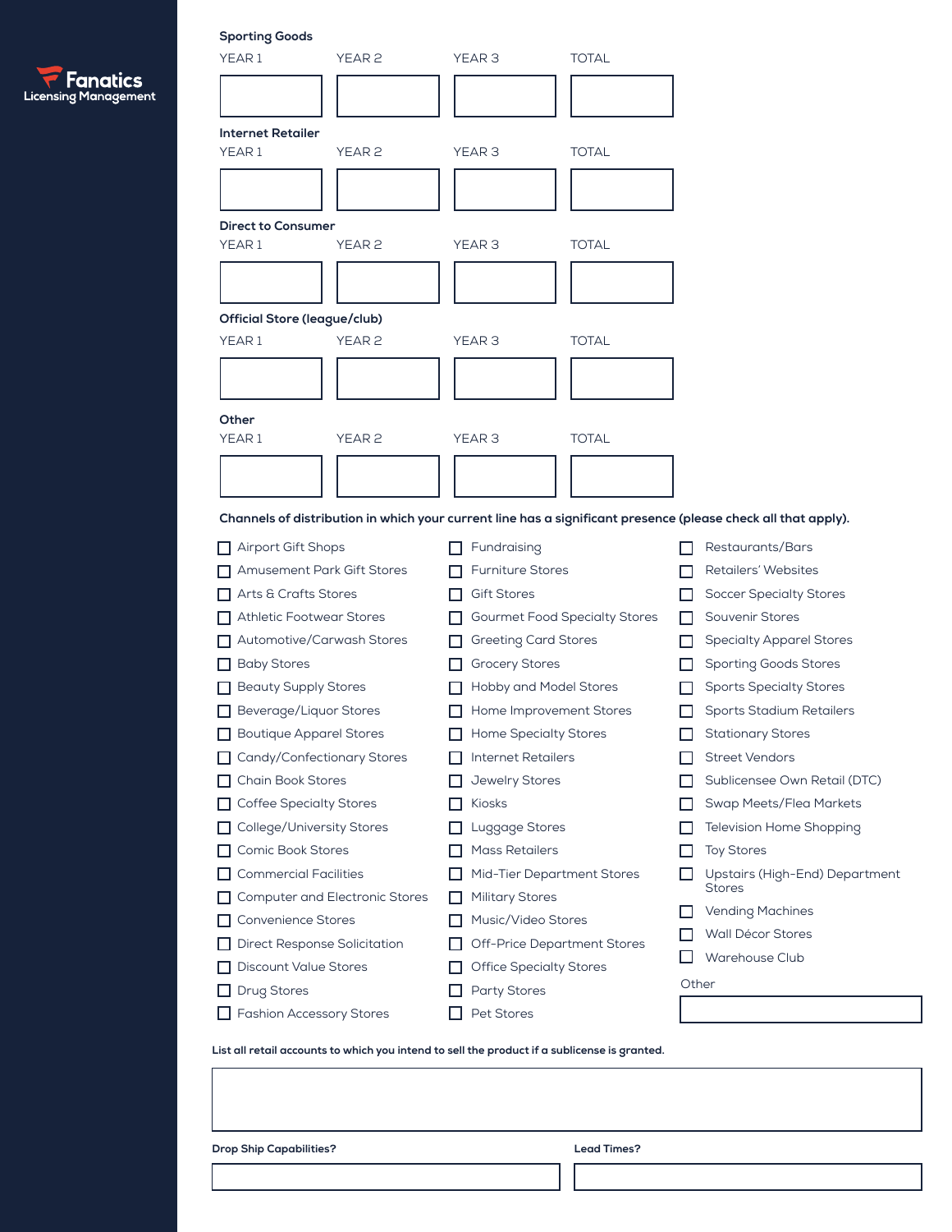**Sporting Goods**

| YEAR 1 | YEAR 2 | YEAR 3 | TOTAL |
|---|---|---|---|
| | | | |

**Internet Retailer**

| YEAR 1 | YEAR 2 | YEAR 3 | TOTAL |
|---|---|---|---|
| | | | |

**Direct to Consumer**

| YEAR 1 | YEAR 2 | YEAR 3 | TOTAL |
|---|---|---|---|
| | | | |

**Official Store (league/club)**

| YEAR 1 | YEAR 2 | YEAR 3 | TOTAL |
|---|---|---|---|
| | | | |

**Other**

| YEAR 1 | YEAR 2 | YEAR 3 | TOTAL |
|---|---|---|---|
| | | | |

**Channels of distribution in which your current line has a significant presence (please check all that apply).**

- ☐ Airport Gift Shops
- ☐ Amusement Park Gift Stores
- ☐ Arts & Crafts Stores
- ☐ Athletic Footwear Stores
- ☐ Automotive/Carwash Stores
- ☐ Baby Stores
- ☐ Beauty Supply Stores
- ☐ Beverage/Liquor Stores
- ☐ Boutique Apparel Stores
- ☐ Candy/Confectionary Stores
- ☐ Chain Book Stores
- ☐ Coffee Specialty Stores
- ☐ College/University Stores
- ☐ Comic Book Stores
- ☐ Commercial Facilities
- ☐ Computer and Electronic Stores
- ☐ Convenience Stores
- ☐ Direct Response Solicitation
- ☐ Discount Value Stores
- ☐ Drug Stores
- ☐ Fashion Accessory Stores
- ☐ Fundraising
- ☐ Furniture Stores
- ☐ Gift Stores
- ☐ Gourmet Food Specialty Stores
- ☐ Greeting Card Stores
- ☐ Grocery Stores
- ☐ Hobby and Model Stores
- ☐ Home Improvement Stores
- ☐ Home Specialty Stores
- ☐ Internet Retailers
- ☐ Jewelry Stores
- ☐ Kiosks
- ☐ Luggage Stores
- ☐ Mass Retailers
- ☐ Mid-Tier Department Stores
- ☐ Military Stores
- ☐ Music/Video Stores
- ☐ Off-Price Department Stores
- ☐ Office Specialty Stores
- ☐ Party Stores
- ☐ Pet Stores
- ☐ Restaurants/Bars
- ☐ Retailers' Websites
- ☐ Soccer Specialty Stores
- ☐ Souvenir Stores
- ☐ Specialty Apparel Stores
- ☐ Sporting Goods Stores
- ☐ Sports Specialty Stores
- ☐ Sports Stadium Retailers
- ☐ Stationary Stores
- ☐ Street Vendors
- ☐ Sublicensee Own Retail (DTC)
- ☐ Swap Meets/Flea Markets
- ☐ Television Home Shopping
- ☐ Toy Stores
- ☐ Upstairs (High-End) Department Stores
- ☐ Vending Machines
- ☐ Wall Décor Stores
- ☐ Warehouse Club

Other

**List all retail accounts to which you intend to sell the product if a sublicense is granted.**

**Drop Ship Capabilities?**

**Lead Times?**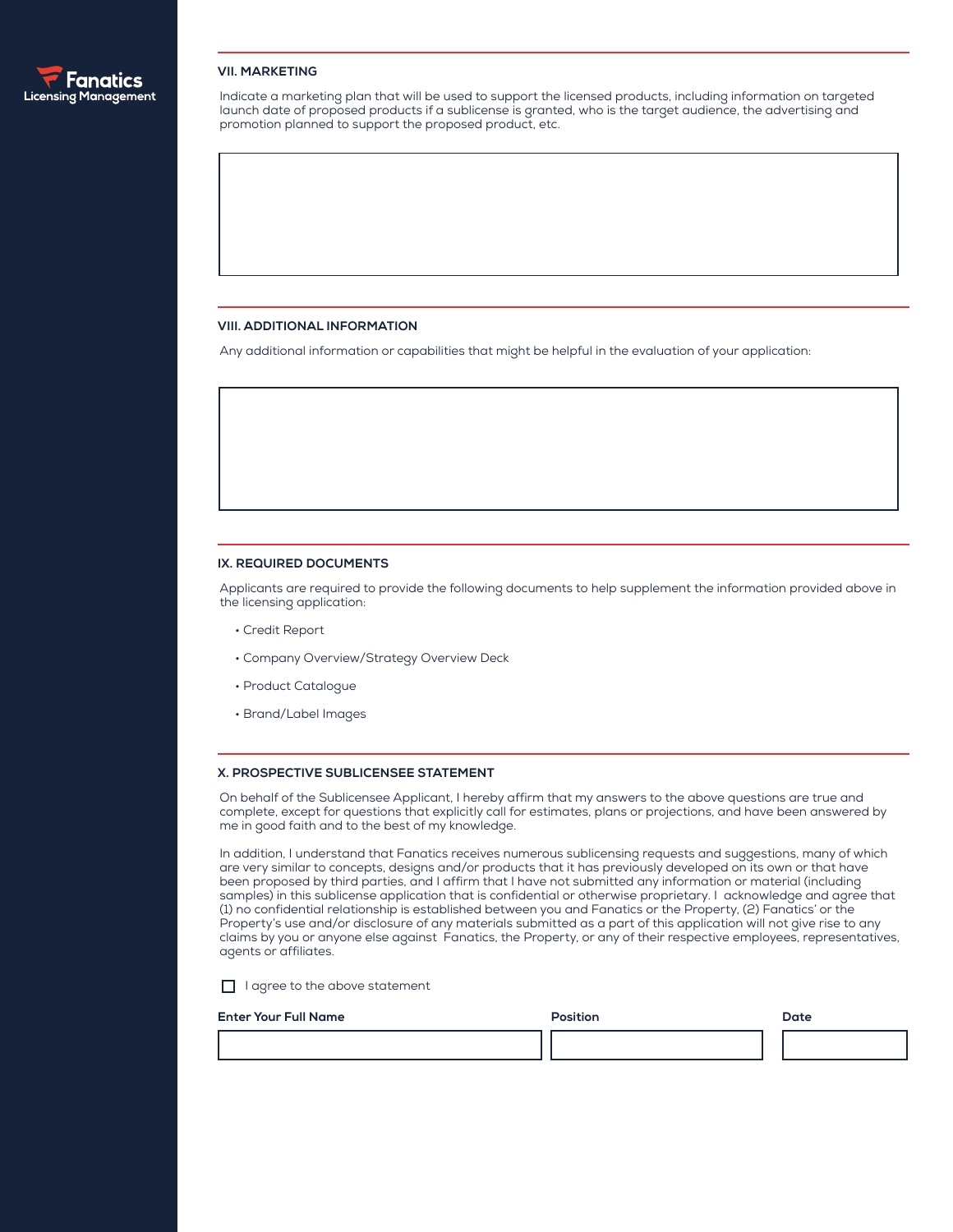## VII. MARKETING

Indicate a marketing plan that will be used to support the licensed products, including information on targeted launch date of proposed products if a sublicense is granted, who is the target audience, the advertising and promotion planned to support the proposed product, etc.

## VIII. ADDITIONAL INFORMATION

Any additional information or capabilities that might be helpful in the evaluation of your application:

## IX. REQUIRED DOCUMENTS

Applicants are required to provide the following documents to help supplement the information provided above in the licensing application:

- Credit Report
- Company Overview/Strategy Overview Deck
- Product Catalogue
- Brand/Label Images

## X. PROSPECTIVE SUBLICENSEE STATEMENT

On behalf of the Sublicensee Applicant, I hereby affirm that my answers to the above questions are true and complete, except for questions that explicitly call for estimates, plans or projections, and have been answered by me in good faith and to the best of my knowledge.

In addition, I understand that Fanatics receives numerous sublicensing requests and suggestions, many of which are very similar to concepts, designs and/or products that it has previously developed on its own or that have been proposed by third parties, and I affirm that I have not submitted any information or material (including samples) in this sublicense application that is confidential or otherwise proprietary. I acknowledge and agree that (1) no confidential relationship is established between you and Fanatics or the Property, (2) Fanatics' or the Property's use and/or disclosure of any materials submitted as a part of this application will not give rise to any claims by you or anyone else against Fanatics, the Property, or any of their respective employees, representatives, agents or affiliates.

☐ I agree to the above statement

| Enter Your Full Name | Position | Date |
|---|---|---|
| | | |